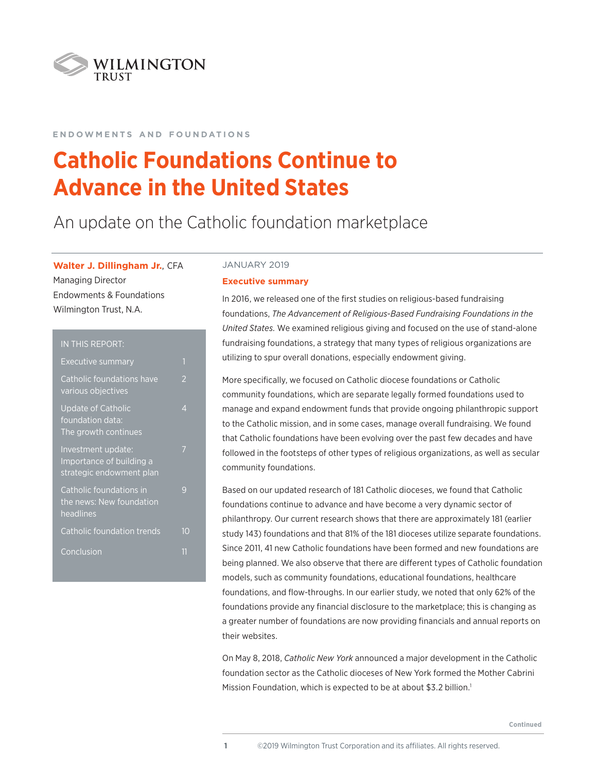WILMINGTON TRUST

ENDOWMENTS AND FOUNDATIONS

# Catholic Foundations Continue to Advance in the United States

## An update on the Catholic foundation marketplace

**Walter J. Dillingham Jr.**, CFA
Managing Director
Endowments & Foundations
Wilmington Trust, N.A.

| IN THIS REPORT: | |
|---|---|
| Executive summary | 1 |
| Catholic foundations have various objectives | 2 |
| Update of Catholic foundation data: The growth continues | 4 |
| Investment update: Importance of building a strategic endowment plan | 7 |
| Catholic foundations in the news: New foundation headlines | 9 |
| Catholic foundation trends | 10 |
| Conclusion | 11 |

JANUARY 2019

### Executive summary

In 2016, we released one of the first studies on religious-based fundraising foundations, *The Advancement of Religious-Based Fundraising Foundations in the United States.* We examined religious giving and focused on the use of stand-alone fundraising foundations, a strategy that many types of religious organizations are utilizing to spur overall donations, especially endowment giving.

More specifically, we focused on Catholic diocese foundations or Catholic community foundations, which are separate legally formed foundations used to manage and expand endowment funds that provide ongoing philanthropic support to the Catholic mission, and in some cases, manage overall fundraising. We found that Catholic foundations have been evolving over the past few decades and have followed in the footsteps of other types of religious organizations, as well as secular community foundations.

Based on our updated research of 181 Catholic dioceses, we found that Catholic foundations continue to advance and have become a very dynamic sector of philanthropy. Our current research shows that there are approximately 181 (earlier study 143) foundations and that 81% of the 181 dioceses utilize separate foundations. Since 2011, 41 new Catholic foundations have been formed and new foundations are being planned. We also observe that there are different types of Catholic foundation models, such as community foundations, educational foundations, healthcare foundations, and flow-throughs. In our earlier study, we noted that only 62% of the foundations provide any financial disclosure to the marketplace; this is changing as a greater number of foundations are now providing financials and annual reports on their websites.

On May 8, 2018, *Catholic New York* announced a major development in the Catholic foundation sector as the Catholic dioceses of New York formed the Mother Cabrini Mission Foundation, which is expected to be at about $3.2 billion.[1]

Continued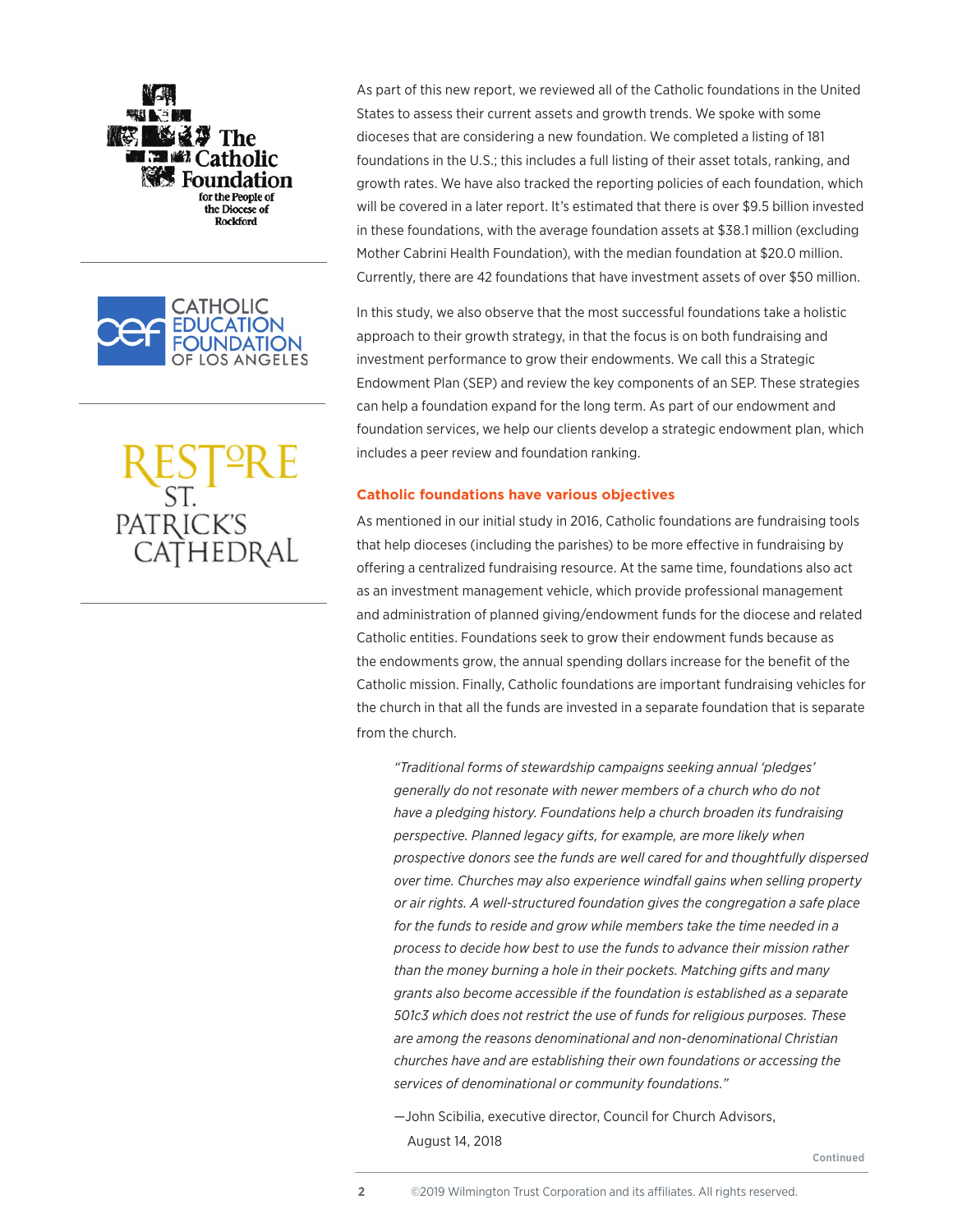As part of this new report, we reviewed all of the Catholic foundations in the United States to assess their current assets and growth trends. We spoke with some dioceses that are considering a new foundation. We completed a listing of 181 foundations in the U.S.; this includes a full listing of their asset totals, ranking, and growth rates. We have also tracked the reporting policies of each foundation, which will be covered in a later report. It's estimated that there is over $9.5 billion invested in these foundations, with the average foundation assets at $38.1 million (excluding Mother Cabrini Health Foundation), with the median foundation at $20.0 million. Currently, there are 42 foundations that have investment assets of over $50 million.

In this study, we also observe that the most successful foundations take a holistic approach to their growth strategy, in that the focus is on both fundraising and investment performance to grow their endowments. We call this a Strategic Endowment Plan (SEP) and review the key components of an SEP. These strategies can help a foundation expand for the long term. As part of our endowment and foundation services, we help our clients develop a strategic endowment plan, which includes a peer review and foundation ranking.

### Catholic foundations have various objectives

As mentioned in our initial study in 2016, Catholic foundations are fundraising tools that help dioceses (including the parishes) to be more effective in fundraising by offering a centralized fundraising resource. At the same time, foundations also act as an investment management vehicle, which provide professional management and administration of planned giving/endowment funds for the diocese and related Catholic entities. Foundations seek to grow their endowment funds because as the endowments grow, the annual spending dollars increase for the benefit of the Catholic mission. Finally, Catholic foundations are important fundraising vehicles for the church in that all the funds are invested in a separate foundation that is separate from the church.

> *"Traditional forms of stewardship campaigns seeking annual 'pledges' generally do not resonate with newer members of a church who do not have a pledging history. Foundations help a church broaden its fundraising perspective. Planned legacy gifts, for example, are more likely when prospective donors see the funds are well cared for and thoughtfully dispersed over time. Churches may also experience windfall gains when selling property or air rights. A well-structured foundation gives the congregation a safe place for the funds to reside and grow while members take the time needed in a process to decide how best to use the funds to advance their mission rather than the money burning a hole in their pockets. Matching gifts and many grants also become accessible if the foundation is established as a separate 501c3 which does not restrict the use of funds for religious purposes. These are among the reasons denominational and non-denominational Christian churches have and are establishing their own foundations or accessing the services of denominational or community foundations."*
>
> —John Scibilia, executive director, Council for Church Advisors, August 14, 2018

Continued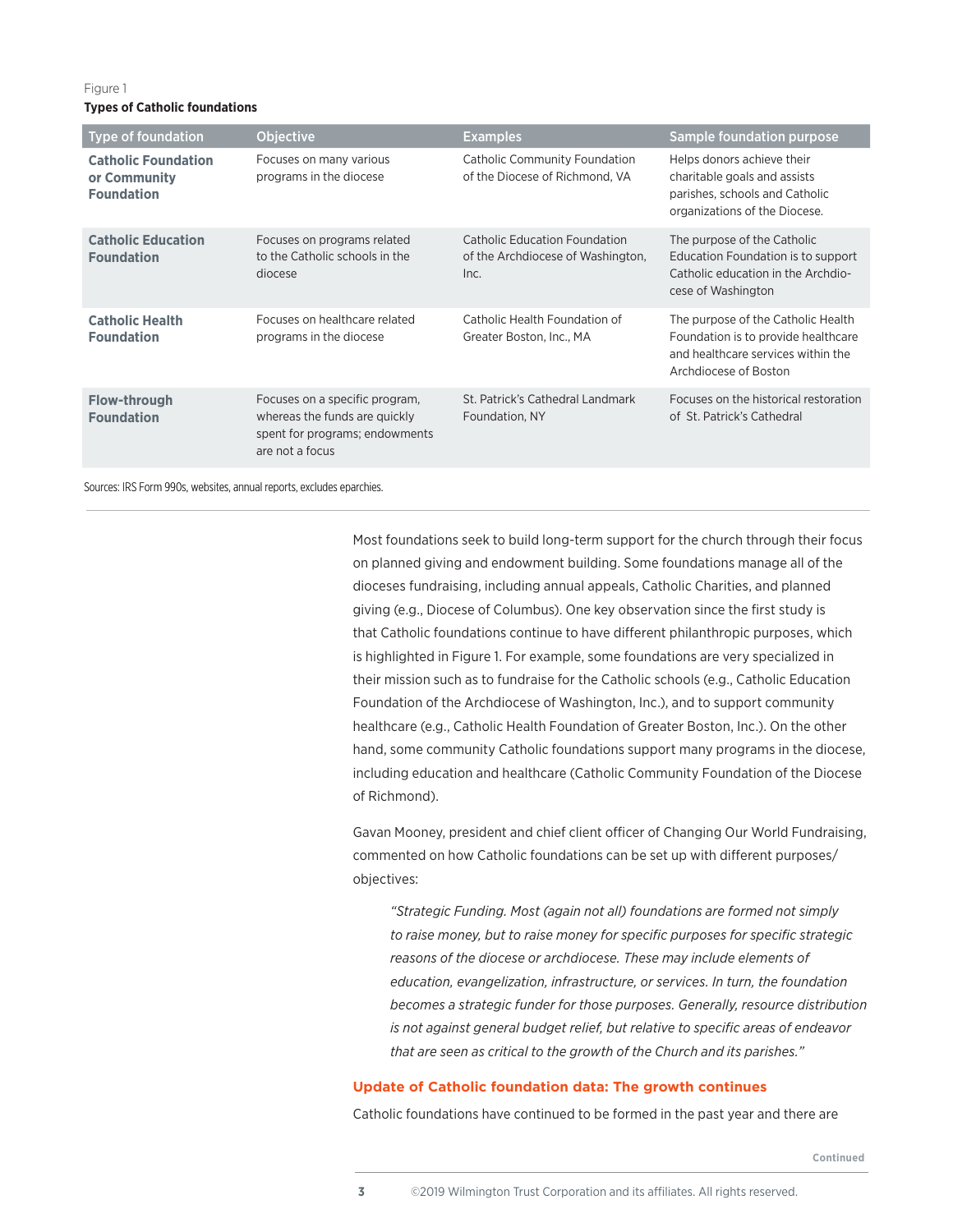Figure 1

**Types of Catholic foundations**

| Type of foundation | Objective | Examples | Sample foundation purpose |
|---|---|---|---|
| **Catholic Foundation or Community Foundation** | Focuses on many various programs in the diocese | Catholic Community Foundation of the Diocese of Richmond, VA | Helps donors achieve their charitable goals and assists parishes, schools and Catholic organizations of the Diocese. |
| **Catholic Education Foundation** | Focuses on programs related to the Catholic schools in the diocese | Catholic Education Foundation of the Archdiocese of Washington, Inc. | The purpose of the Catholic Education Foundation is to support Catholic education in the Archdiocese of Washington |
| **Catholic Health Foundation** | Focuses on healthcare related programs in the diocese | Catholic Health Foundation of Greater Boston, Inc., MA | The purpose of the Catholic Health Foundation is to provide healthcare and healthcare services within the Archdiocese of Boston |
| **Flow-through Foundation** | Focuses on a specific program, whereas the funds are quickly spent for programs; endowments are not a focus | St. Patrick's Cathedral Landmark Foundation, NY | Focuses on the historical restoration of St. Patrick's Cathedral |

Sources: IRS Form 990s, websites, annual reports, excludes eparchies.

Most foundations seek to build long-term support for the church through their focus on planned giving and endowment building. Some foundations manage all of the dioceses fundraising, including annual appeals, Catholic Charities, and planned giving (e.g., Diocese of Columbus). One key observation since the first study is that Catholic foundations continue to have different philanthropic purposes, which is highlighted in Figure 1. For example, some foundations are very specialized in their mission such as to fundraise for the Catholic schools (e.g., Catholic Education Foundation of the Archdiocese of Washington, Inc.), and to support community healthcare (e.g., Catholic Health Foundation of Greater Boston, Inc.). On the other hand, some community Catholic foundations support many programs in the diocese, including education and healthcare (Catholic Community Foundation of the Diocese of Richmond).

Gavan Mooney, president and chief client officer of Changing Our World Fundraising, commented on how Catholic foundations can be set up with different purposes/objectives:

> *"Strategic Funding. Most (again not all) foundations are formed not simply to raise money, but to raise money for specific purposes for specific strategic reasons of the diocese or archdiocese. These may include elements of education, evangelization, infrastructure, or services. In turn, the foundation becomes a strategic funder for those purposes. Generally, resource distribution is not against general budget relief, but relative to specific areas of endeavor that are seen as critical to the growth of the Church and its parishes."*

## Update of Catholic foundation data: The growth continues

Catholic foundations have continued to be formed in the past year and there are

Continued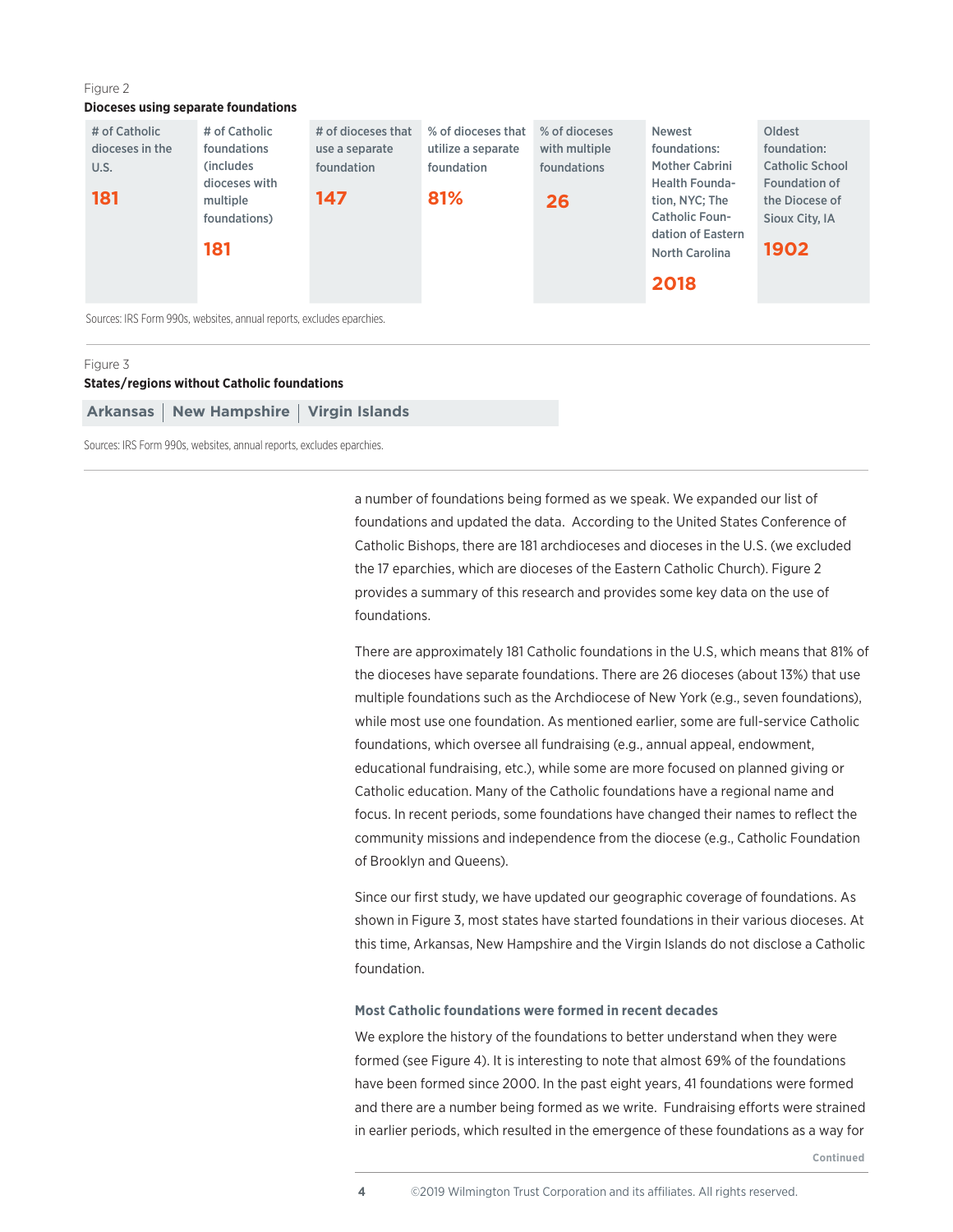Figure 2

**Dioceses using separate foundations**

| # of Catholic dioceses in the U.S. | # of Catholic foundations (includes dioceses with multiple foundations) | # of dioceses that use a separate foundation | % of dioceses that utilize a separate foundation | % of dioceses with multiple foundations | Newest foundations: Mother Cabrini Health Foundation, NYC; The Catholic Foundation of Eastern North Carolina | Oldest foundation: Catholic School Foundation of the Diocese of Sioux City, IA |
|---|---|---|---|---|---|---|
| **181** | **181** | **147** | **81%** | **26** | **2018** | **1902** |

Sources: IRS Form 990s, websites, annual reports, excludes eparchies.

Figure 3

**States/regions without Catholic foundations**

| Arkansas | New Hampshire | Virgin Islands |
|---|---|---|

Sources: IRS Form 990s, websites, annual reports, excludes eparchies.

a number of foundations being formed as we speak. We expanded our list of foundations and updated the data. According to the United States Conference of Catholic Bishops, there are 181 archdioceses and dioceses in the U.S. (we excluded the 17 eparchies, which are dioceses of the Eastern Catholic Church). Figure 2 provides a summary of this research and provides some key data on the use of foundations.

There are approximately 181 Catholic foundations in the U.S, which means that 81% of the dioceses have separate foundations. There are 26 dioceses (about 13%) that use multiple foundations such as the Archdiocese of New York (e.g., seven foundations), while most use one foundation. As mentioned earlier, some are full-service Catholic foundations, which oversee all fundraising (e.g., annual appeal, endowment, educational fundraising, etc.), while some are more focused on planned giving or Catholic education. Many of the Catholic foundations have a regional name and focus. In recent periods, some foundations have changed their names to reflect the community missions and independence from the diocese (e.g., Catholic Foundation of Brooklyn and Queens).

Since our first study, we have updated our geographic coverage of foundations. As shown in Figure 3, most states have started foundations in their various dioceses. At this time, Arkansas, New Hampshire and the Virgin Islands do not disclose a Catholic foundation.

### Most Catholic foundations were formed in recent decades

We explore the history of the foundations to better understand when they were formed (see Figure 4). It is interesting to note that almost 69% of the foundations have been formed since 2000. In the past eight years, 41 foundations were formed and there are a number being formed as we write. Fundraising efforts were strained in earlier periods, which resulted in the emergence of these foundations as a way for

Continued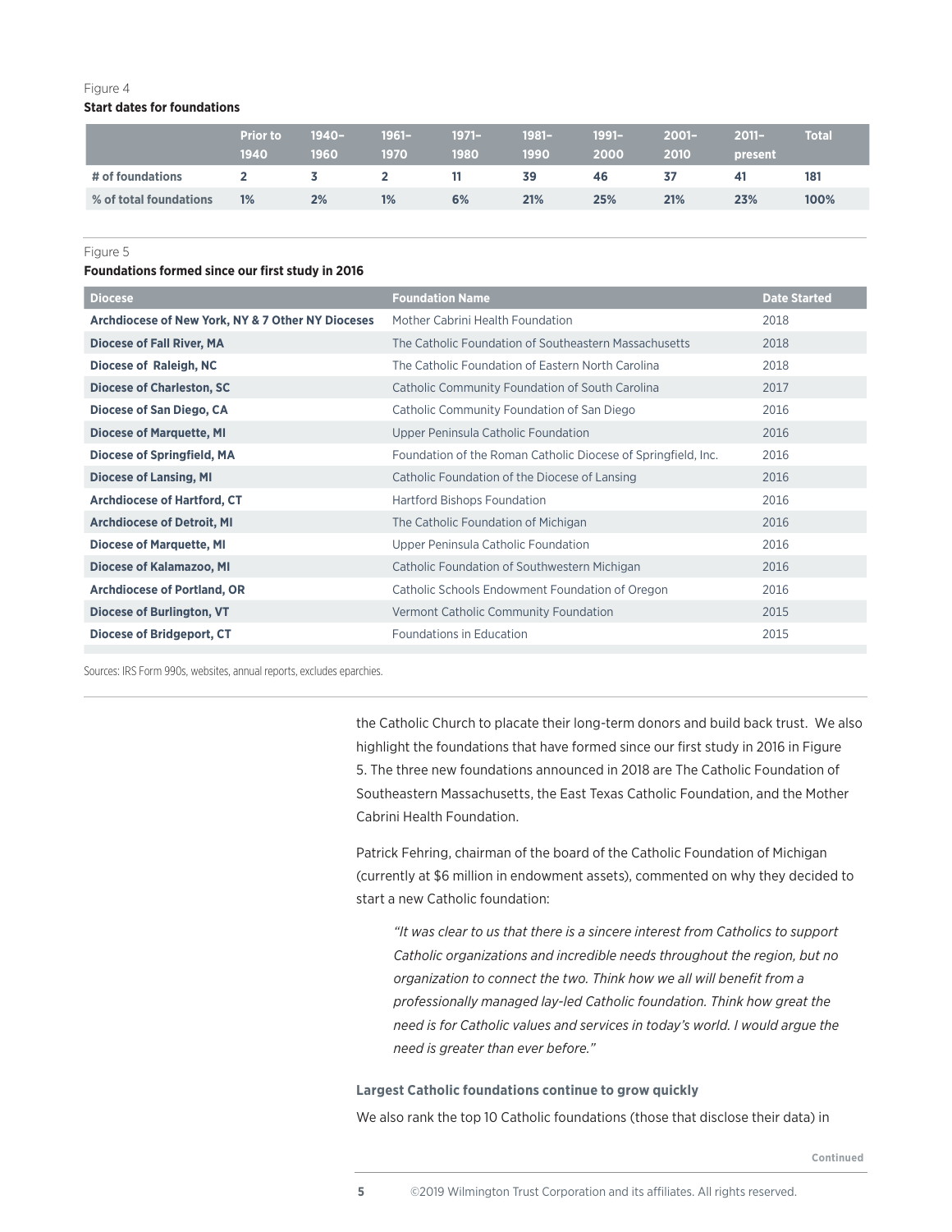Figure 4

**Start dates for foundations**

| | Prior to 1940 | 1940–1960 | 1961–1970 | 1971–1980 | 1981–1990 | 1991–2000 | 2001–2010 | 2011–present | Total |
|---|---|---|---|---|---|---|---|---|---|
| # of foundations | 2 | 3 | 2 | 11 | 39 | 46 | 37 | 41 | 181 |
| % of total foundations | 1% | 2% | 1% | 6% | 21% | 25% | 21% | 23% | 100% |

Figure 5

**Foundations formed since our first study in 2016**

| Diocese | Foundation Name | Date Started |
|---|---|---|
| **Archdiocese of New York, NY & 7 Other NY Dioceses** | Mother Cabrini Health Foundation | 2018 |
| **Diocese of Fall River, MA** | The Catholic Foundation of Southeastern Massachusetts | 2018 |
| **Diocese of Raleigh, NC** | The Catholic Foundation of Eastern North Carolina | 2018 |
| **Diocese of Charleston, SC** | Catholic Community Foundation of South Carolina | 2017 |
| **Diocese of San Diego, CA** | Catholic Community Foundation of San Diego | 2016 |
| **Diocese of Marquette, MI** | Upper Peninsula Catholic Foundation | 2016 |
| **Diocese of Springfield, MA** | Foundation of the Roman Catholic Diocese of Springfield, Inc. | 2016 |
| **Diocese of Lansing, MI** | Catholic Foundation of the Diocese of Lansing | 2016 |
| **Archdiocese of Hartford, CT** | Hartford Bishops Foundation | 2016 |
| **Archdiocese of Detroit, MI** | The Catholic Foundation of Michigan | 2016 |
| **Diocese of Marquette, MI** | Upper Peninsula Catholic Foundation | 2016 |
| **Diocese of Kalamazoo, MI** | Catholic Foundation of Southwestern Michigan | 2016 |
| **Archdiocese of Portland, OR** | Catholic Schools Endowment Foundation of Oregon | 2016 |
| **Diocese of Burlington, VT** | Vermont Catholic Community Foundation | 2015 |
| **Diocese of Bridgeport, CT** | Foundations in Education | 2015 |

Sources: IRS Form 990s, websites, annual reports, excludes eparchies.

the Catholic Church to placate their long-term donors and build back trust. We also highlight the foundations that have formed since our first study in 2016 in Figure 5. The three new foundations announced in 2018 are The Catholic Foundation of Southeastern Massachusetts, the East Texas Catholic Foundation, and the Mother Cabrini Health Foundation.

Patrick Fehring, chairman of the board of the Catholic Foundation of Michigan (currently at $6 million in endowment assets), commented on why they decided to start a new Catholic foundation:

> *"It was clear to us that there is a sincere interest from Catholics to support Catholic organizations and incredible needs throughout the region, but no organization to connect the two. Think how we all will benefit from a professionally managed lay-led Catholic foundation. Think how great the need is for Catholic values and services in today's world. I would argue the need is greater than ever before."*

**Largest Catholic foundations continue to grow quickly**

We also rank the top 10 Catholic foundations (those that disclose their data) in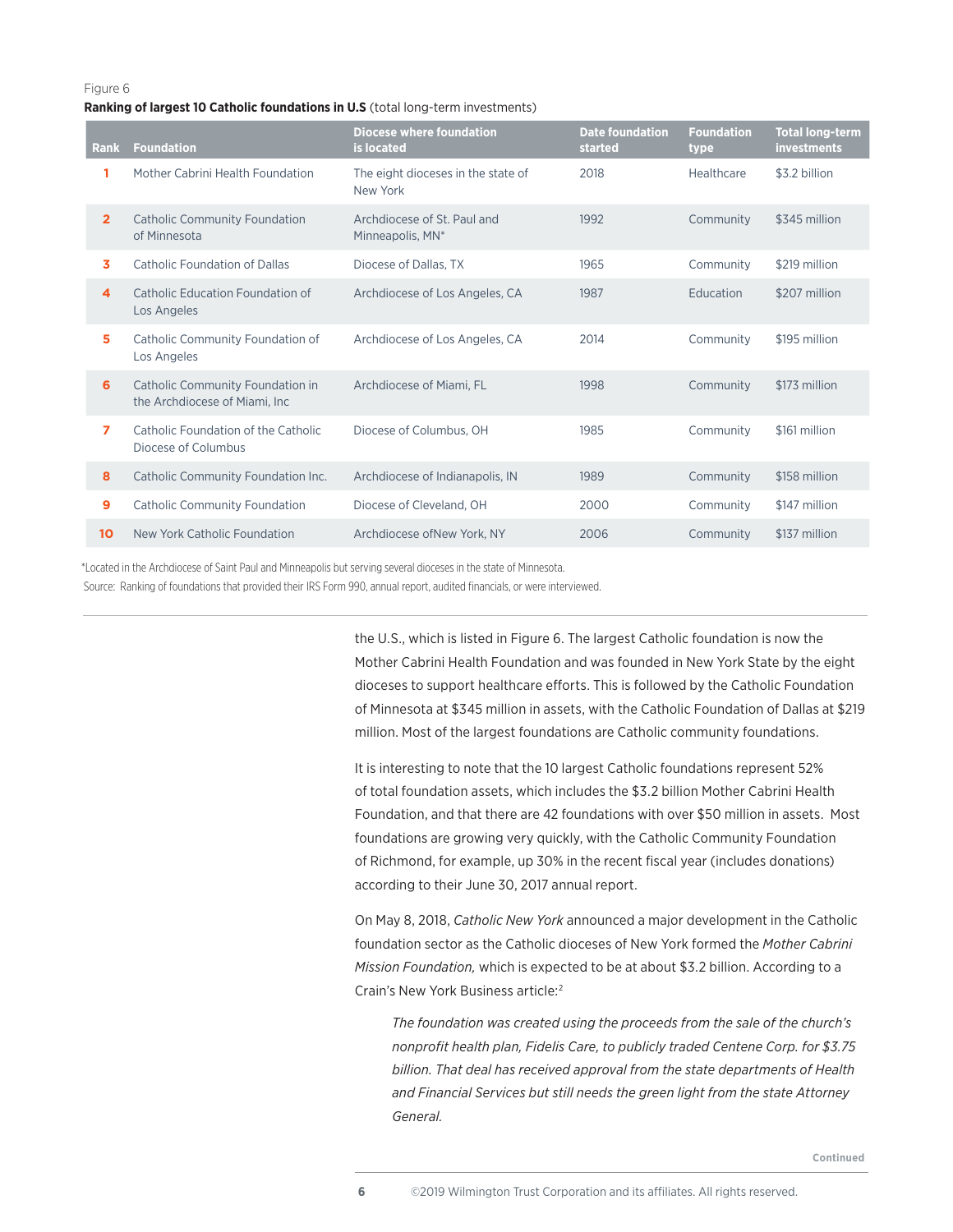Figure 6

**Ranking of largest 10 Catholic foundations in U.S** (total long-term investments)

| Rank | Foundation | Diocese where foundation is located | Date foundation started | Foundation type | Total long-term investments |
|---|---|---|---|---|---|
| 1 | Mother Cabrini Health Foundation | The eight dioceses in the state of New York | 2018 | Healthcare | $3.2 billion |
| 2 | Catholic Community Foundation of Minnesota | Archdiocese of St. Paul and Minneapolis, MN* | 1992 | Community | $345 million |
| 3 | Catholic Foundation of Dallas | Diocese of Dallas, TX | 1965 | Community | $219 million |
| 4 | Catholic Education Foundation of Los Angeles | Archdiocese of Los Angeles, CA | 1987 | Education | $207 million |
| 5 | Catholic Community Foundation of Los Angeles | Archdiocese of Los Angeles, CA | 2014 | Community | $195 million |
| 6 | Catholic Community Foundation in the Archdiocese of Miami, Inc | Archdiocese of Miami, FL | 1998 | Community | $173 million |
| 7 | Catholic Foundation of the Catholic Diocese of Columbus | Diocese of Columbus, OH | 1985 | Community | $161 million |
| 8 | Catholic Community Foundation Inc. | Archdiocese of Indianapolis, IN | 1989 | Community | $158 million |
| 9 | Catholic Community Foundation | Diocese of Cleveland, OH | 2000 | Community | $147 million |
| 10 | New York Catholic Foundation | Archdiocese ofNew York, NY | 2006 | Community | $137 million |

*Located in the Archdiocese of Saint Paul and Minneapolis but serving several dioceses in the state of Minnesota.

Source: Ranking of foundations that provided their IRS Form 990, annual report, audited financials, or were interviewed.

the U.S., which is listed in Figure 6. The largest Catholic foundation is now the Mother Cabrini Health Foundation and was founded in New York State by the eight dioceses to support healthcare efforts. This is followed by the Catholic Foundation of Minnesota at $345 million in assets, with the Catholic Foundation of Dallas at $219 million. Most of the largest foundations are Catholic community foundations.

It is interesting to note that the 10 largest Catholic foundations represent 52% of total foundation assets, which includes the $3.2 billion Mother Cabrini Health Foundation, and that there are 42 foundations with over $50 million in assets. Most foundations are growing very quickly, with the Catholic Community Foundation of Richmond, for example, up 30% in the recent fiscal year (includes donations) according to their June 30, 2017 annual report.

On May 8, 2018, *Catholic New York* announced a major development in the Catholic foundation sector as the Catholic dioceses of New York formed the *Mother Cabrini Mission Foundation,* which is expected to be at about $3.2 billion. According to a Crain's New York Business article:[2]

> *The foundation was created using the proceeds from the sale of the church's nonprofit health plan, Fidelis Care, to publicly traded Centene Corp. for $3.75 billion. That deal has received approval from the state departments of Health and Financial Services but still needs the green light from the state Attorney General.*

Continued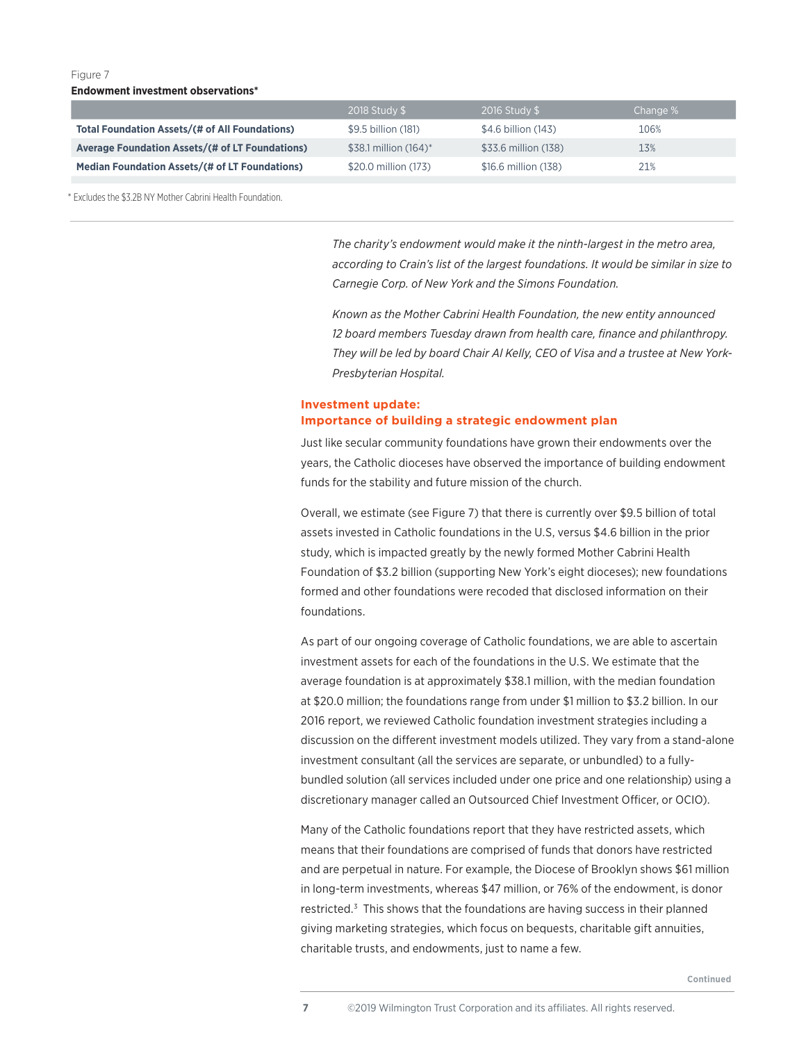Figure 7

**Endowment investment observations***

| | 2018 Study $ | 2016 Study $ | Change % |
|---|---|---|---|
| **Total Foundation Assets/(# of All Foundations)** | $9.5 billion (181) | $4.6 billion (143) | 106% |
| **Average Foundation Assets/(# of LT Foundations)** | $38.1 million (164)* | $33.6 million (138) | 13% |
| **Median Foundation Assets/(# of LT Foundations)** | $20.0 million (173) | $16.6 million (138) | 21% |

* Excludes the $3.2B NY Mother Cabrini Health Foundation.

*The charity's endowment would make it the ninth-largest in the metro area, according to Crain's list of the largest foundations. It would be similar in size to Carnegie Corp. of New York and the Simons Foundation.*

*Known as the Mother Cabrini Health Foundation, the new entity announced 12 board members Tuesday drawn from health care, finance and philanthropy. They will be led by board Chair Al Kelly, CEO of Visa and a trustee at New York-Presbyterian Hospital.*

### Investment update: Importance of building a strategic endowment plan

Just like secular community foundations have grown their endowments over the years, the Catholic dioceses have observed the importance of building endowment funds for the stability and future mission of the church.

Overall, we estimate (see Figure 7) that there is currently over $9.5 billion of total assets invested in Catholic foundations in the U.S, versus $4.6 billion in the prior study, which is impacted greatly by the newly formed Mother Cabrini Health Foundation of $3.2 billion (supporting New York's eight dioceses); new foundations formed and other foundations were recoded that disclosed information on their foundations.

As part of our ongoing coverage of Catholic foundations, we are able to ascertain investment assets for each of the foundations in the U.S. We estimate that the average foundation is at approximately $38.1 million, with the median foundation at $20.0 million; the foundations range from under $1 million to $3.2 billion. In our 2016 report, we reviewed Catholic foundation investment strategies including a discussion on the different investment models utilized. They vary from a stand-alone investment consultant (all the services are separate, or unbundled) to a fully-bundled solution (all services included under one price and one relationship) using a discretionary manager called an Outsourced Chief Investment Officer, or OCIO).

Many of the Catholic foundations report that they have restricted assets, which means that their foundations are comprised of funds that donors have restricted and are perpetual in nature. For example, the Diocese of Brooklyn shows $61 million in long-term investments, whereas $47 million, or 76% of the endowment, is donor restricted.[3] This shows that the foundations are having success in their planned giving marketing strategies, which focus on bequests, charitable gift annuities, charitable trusts, and endowments, just to name a few.

Continued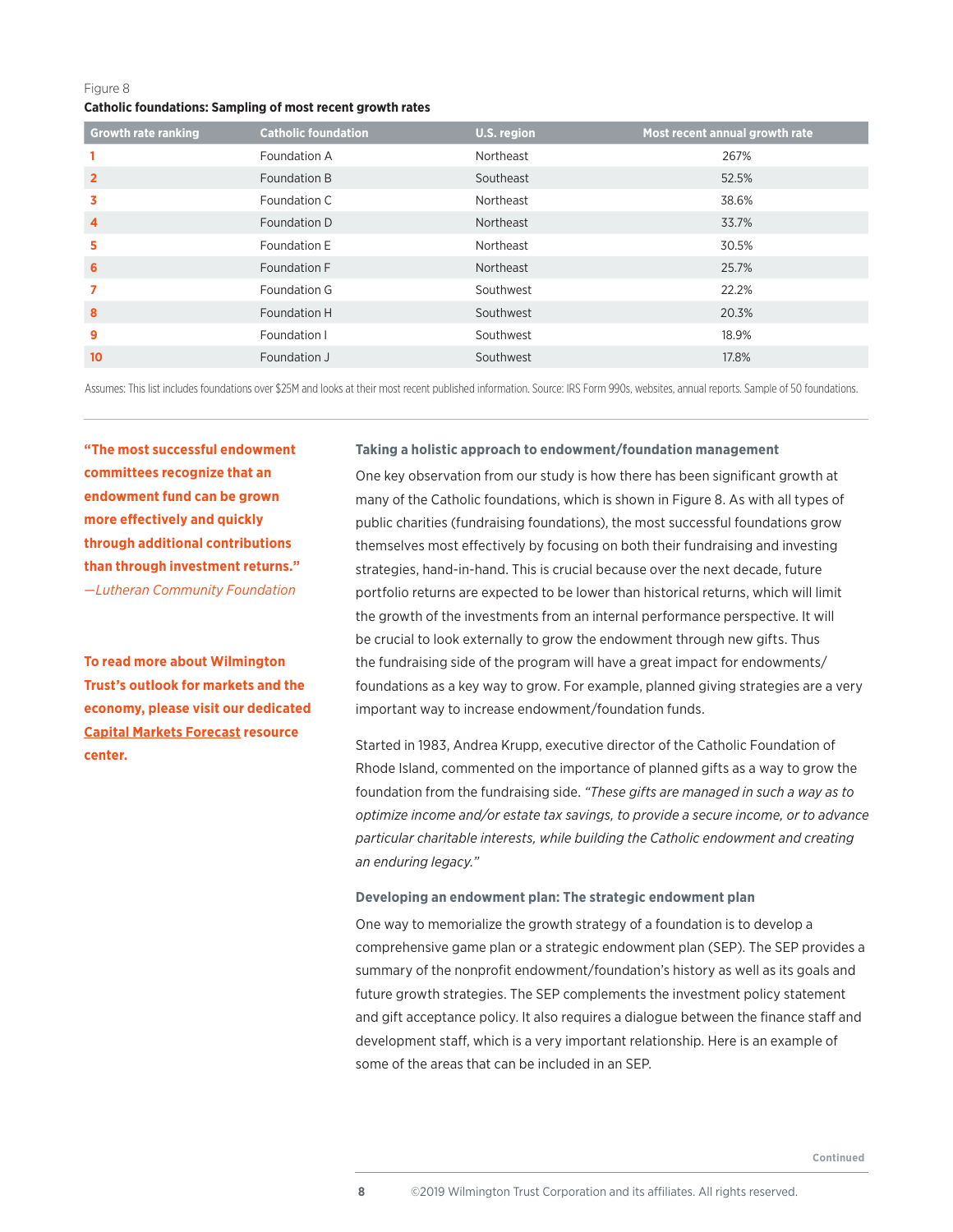Figure 8

**Catholic foundations: Sampling of most recent growth rates**

| Growth rate ranking | Catholic foundation | U.S. region | Most recent annual growth rate |
|---|---|---|---|
| 1 | Foundation A | Northeast | 267% |
| 2 | Foundation B | Southeast | 52.5% |
| 3 | Foundation C | Northeast | 38.6% |
| 4 | Foundation D | Northeast | 33.7% |
| 5 | Foundation E | Northeast | 30.5% |
| 6 | Foundation F | Northeast | 25.7% |
| 7 | Foundation G | Southwest | 22.2% |
| 8 | Foundation H | Southwest | 20.3% |
| 9 | Foundation I | Southwest | 18.9% |
| 10 | Foundation J | Southwest | 17.8% |

Assumes: This list includes foundations over $25M and looks at their most recent published information. Source: IRS Form 990s, websites, annual reports. Sample of 50 foundations.

**"The most successful endowment committees recognize that an endowment fund can be grown more effectively and quickly through additional contributions than through investment returns."**
*—Lutheran Community Foundation*

**To read more about Wilmington Trust's outlook for markets and the economy, please visit our dedicated Capital Markets Forecast resource center.**

### Taking a holistic approach to endowment/foundation management

One key observation from our study is how there has been significant growth at many of the Catholic foundations, which is shown in Figure 8. As with all types of public charities (fundraising foundations), the most successful foundations grow themselves most effectively by focusing on both their fundraising and investing strategies, hand-in-hand. This is crucial because over the next decade, future portfolio returns are expected to be lower than historical returns, which will limit the growth of the investments from an internal performance perspective. It will be crucial to look externally to grow the endowment through new gifts. Thus the fundraising side of the program will have a great impact for endowments/foundations as a key way to grow. For example, planned giving strategies are a very important way to increase endowment/foundation funds.

Started in 1983, Andrea Krupp, executive director of the Catholic Foundation of Rhode Island, commented on the importance of planned gifts as a way to grow the foundation from the fundraising side. *"These gifts are managed in such a way as to optimize income and/or estate tax savings, to provide a secure income, or to advance particular charitable interests, while building the Catholic endowment and creating an enduring legacy."*

### Developing an endowment plan: The strategic endowment plan

One way to memorialize the growth strategy of a foundation is to develop a comprehensive game plan or a strategic endowment plan (SEP). The SEP provides a summary of the nonprofit endowment/foundation's history as well as its goals and future growth strategies. The SEP complements the investment policy statement and gift acceptance policy. It also requires a dialogue between the finance staff and development staff, which is a very important relationship. Here is an example of some of the areas that can be included in an SEP.

Continued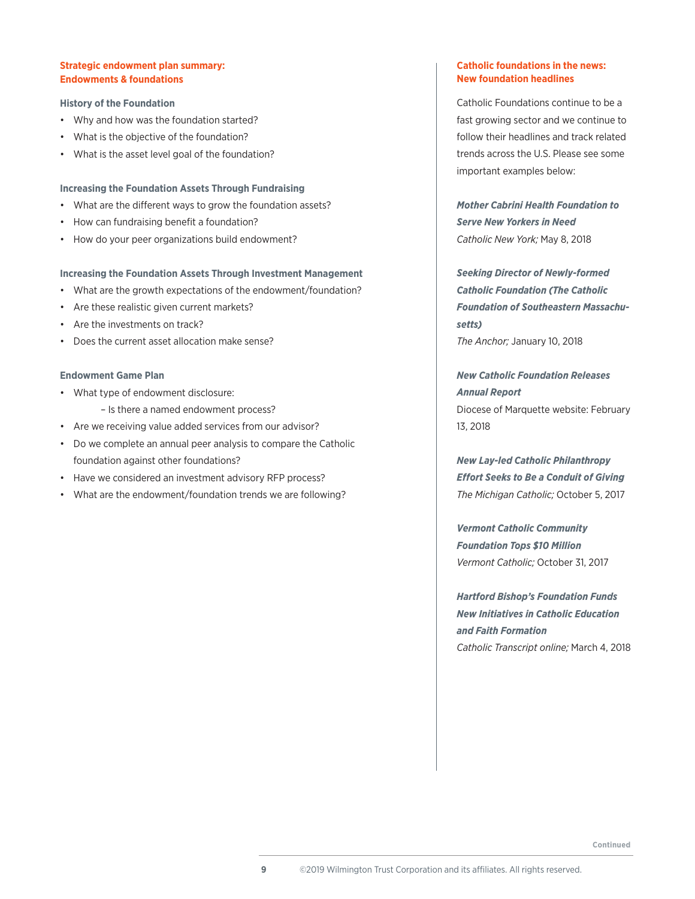## Strategic endowment plan summary: Endowments & foundations

### History of the Foundation

- Why and how was the foundation started?
- What is the objective of the foundation?
- What is the asset level goal of the foundation?

### Increasing the Foundation Assets Through Fundraising

- What are the different ways to grow the foundation assets?
- How can fundraising benefit a foundation?
- How do your peer organizations build endowment?

### Increasing the Foundation Assets Through Investment Management

- What are the growth expectations of the endowment/foundation?
- Are these realistic given current markets?
- Are the investments on track?
- Does the current asset allocation make sense?

### Endowment Game Plan

- What type of endowment disclosure:
  - Is there a named endowment process?
- Are we receiving value added services from our advisor?
- Do we complete an annual peer analysis to compare the Catholic foundation against other foundations?
- Have we considered an investment advisory RFP process?
- What are the endowment/foundation trends we are following?

## Catholic foundations in the news: New foundation headlines

Catholic Foundations continue to be a fast growing sector and we continue to follow their headlines and track related trends across the U.S. Please see some important examples below:

***Mother Cabrini Health Foundation to Serve New Yorkers in Need***
*Catholic New York;* May 8, 2018

***Seeking Director of Newly-formed Catholic Foundation (The Catholic Foundation of Southeastern Massachusetts)***
*The Anchor;* January 10, 2018

***New Catholic Foundation Releases Annual Report***
Diocese of Marquette website: February 13, 2018

***New Lay-led Catholic Philanthropy Effort Seeks to Be a Conduit of Giving***
*The Michigan Catholic;* October 5, 2017

***Vermont Catholic Community Foundation Tops $10 Million***
*Vermont Catholic;* October 31, 2017

***Hartford Bishop's Foundation Funds New Initiatives in Catholic Education and Faith Formation***
*Catholic Transcript online;* March 4, 2018

Continued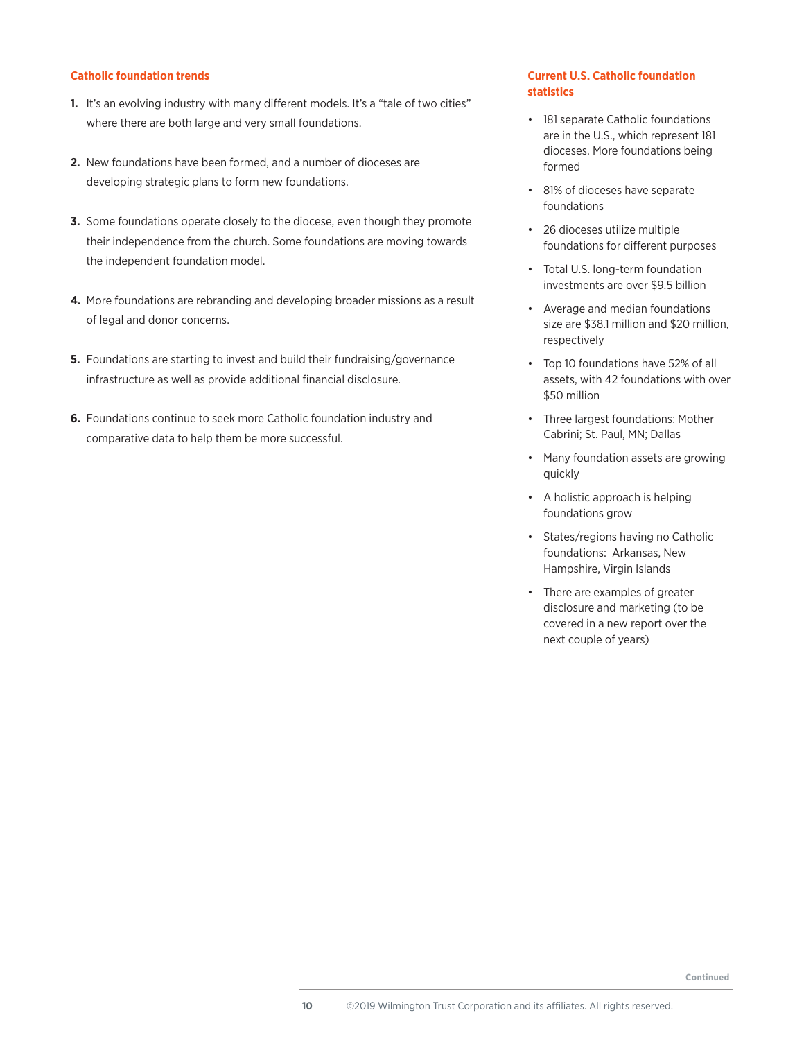## Catholic foundation trends

1. It's an evolving industry with many different models. It's a "tale of two cities" where there are both large and very small foundations.

2. New foundations have been formed, and a number of dioceses are developing strategic plans to form new foundations.

3. Some foundations operate closely to the diocese, even though they promote their independence from the church. Some foundations are moving towards the independent foundation model.

4. More foundations are rebranding and developing broader missions as a result of legal and donor concerns.

5. Foundations are starting to invest and build their fundraising/governance infrastructure as well as provide additional financial disclosure.

6. Foundations continue to seek more Catholic foundation industry and comparative data to help them be more successful.

## Current U.S. Catholic foundation statistics

- 181 separate Catholic foundations are in the U.S., which represent 181 dioceses. More foundations being formed
- 81% of dioceses have separate foundations
- 26 dioceses utilize multiple foundations for different purposes
- Total U.S. long-term foundation investments are over $9.5 billion
- Average and median foundations size are $38.1 million and $20 million, respectively
- Top 10 foundations have 52% of all assets, with 42 foundations with over $50 million
- Three largest foundations: Mother Cabrini; St. Paul, MN; Dallas
- Many foundation assets are growing quickly
- A holistic approach is helping foundations grow
- States/regions having no Catholic foundations: Arkansas, New Hampshire, Virgin Islands
- There are examples of greater disclosure and marketing (to be covered in a new report over the next couple of years)

Continued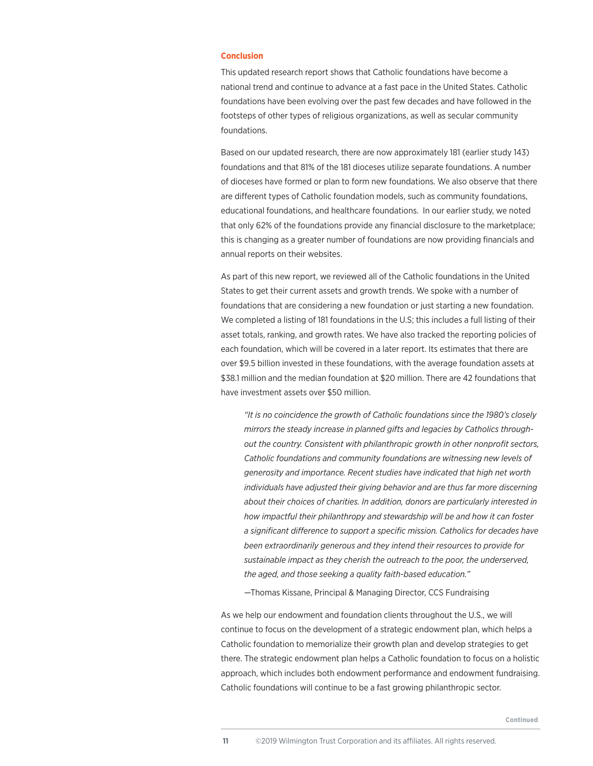## Conclusion

This updated research report shows that Catholic foundations have become a national trend and continue to advance at a fast pace in the United States. Catholic foundations have been evolving over the past few decades and have followed in the footsteps of other types of religious organizations, as well as secular community foundations.

Based on our updated research, there are now approximately 181 (earlier study 143) foundations and that 81% of the 181 dioceses utilize separate foundations. A number of dioceses have formed or plan to form new foundations. We also observe that there are different types of Catholic foundation models, such as community foundations, educational foundations, and healthcare foundations.  In our earlier study, we noted that only 62% of the foundations provide any financial disclosure to the marketplace; this is changing as a greater number of foundations are now providing financials and annual reports on their websites.

As part of this new report, we reviewed all of the Catholic foundations in the United States to get their current assets and growth trends. We spoke with a number of foundations that are considering a new foundation or just starting a new foundation. We completed a listing of 181 foundations in the U.S; this includes a full listing of their asset totals, ranking, and growth rates. We have also tracked the reporting policies of each foundation, which will be covered in a later report. Its estimates that there are over $9.5 billion invested in these foundations, with the average foundation assets at $38.1 million and the median foundation at $20 million. There are 42 foundations that have investment assets over $50 million.

> *"It is no coincidence the growth of Catholic foundations since the 1980's closely mirrors the steady increase in planned gifts and legacies by Catholics throughout the country. Consistent with philanthropic growth in other nonprofit sectors, Catholic foundations and community foundations are witnessing new levels of generosity and importance. Recent studies have indicated that high net worth individuals have adjusted their giving behavior and are thus far more discerning about their choices of charities. In addition, donors are particularly interested in how impactful their philanthropy and stewardship will be and how it can foster a significant difference to support a specific mission. Catholics for decades have been extraordinarily generous and they intend their resources to provide for sustainable impact as they cherish the outreach to the poor, the underserved, the aged, and those seeking a quality faith-based education."*
>
> —Thomas Kissane, Principal & Managing Director, CCS Fundraising

As we help our endowment and foundation clients throughout the U.S., we will continue to focus on the development of a strategic endowment plan, which helps a Catholic foundation to memorialize their growth plan and develop strategies to get there. The strategic endowment plan helps a Catholic foundation to focus on a holistic approach, which includes both endowment performance and endowment fundraising. Catholic foundations will continue to be a fast growing philanthropic sector.

Continued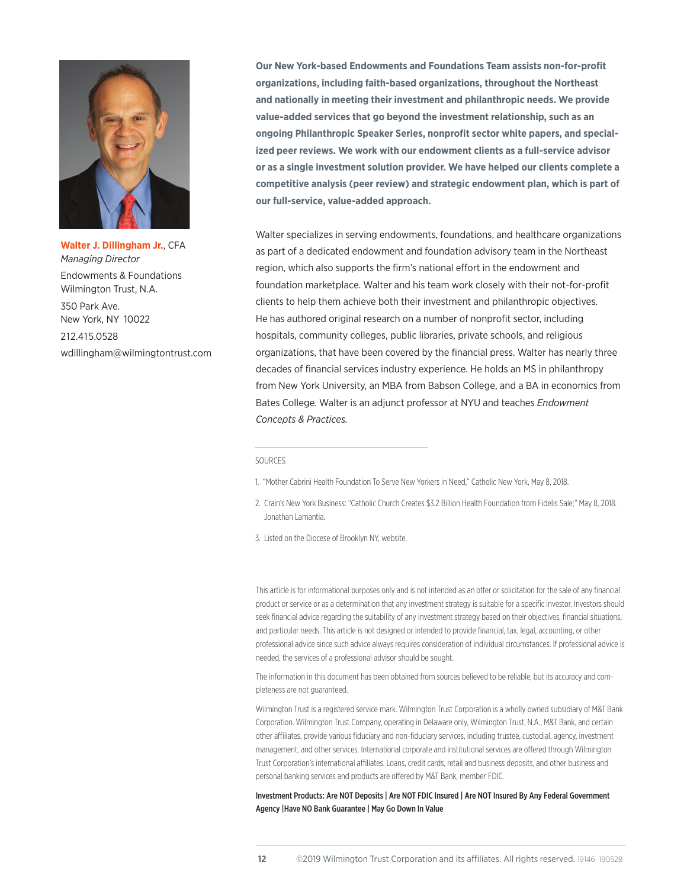**Walter J. Dillingham Jr.**, CFA
*Managing Director*

Endowments & Foundations
Wilmington Trust, N.A.

350 Park Ave.
New York, NY 10022

212.415.0528

wdillingham@wilmingtontrust.com

**Our New York-based Endowments and Foundations Team assists non-for-profit organizations, including faith-based organizations, throughout the Northeast and nationally in meeting their investment and philanthropic needs. We provide value-added services that go beyond the investment relationship, such as an ongoing Philanthropic Speaker Series, nonprofit sector white papers, and specialized peer reviews. We work with our endowment clients as a full-service advisor or as a single investment solution provider. We have helped our clients complete a competitive analysis (peer review) and strategic endowment plan, which is part of our full-service, value-added approach.**

Walter specializes in serving endowments, foundations, and healthcare organizations as part of a dedicated endowment and foundation advisory team in the Northeast region, which also supports the firm's national effort in the endowment and foundation marketplace. Walter and his team work closely with their not-for-profit clients to help them achieve both their investment and philanthropic objectives. He has authored original research on a number of nonprofit sector, including hospitals, community colleges, public libraries, private schools, and religious organizations, that have been covered by the financial press. Walter has nearly three decades of financial services industry experience. He holds an MS in philanthropy from New York University, an MBA from Babson College, and a BA in economics from Bates College. Walter is an adjunct professor at NYU and teaches *Endowment Concepts & Practices.*

SOURCES

1. "Mother Cabrini Health Foundation To Serve New Yorkers in Need," Catholic New York, May 8, 2018.
2. Crain's New York Business: "Catholic Church Creates $3.2 Billion Health Foundation from Fidelis Sale;" May 8, 2018. Jonathan Lamantia.
3. Listed on the Diocese of Brooklyn NY, website.

This article is for informational purposes only and is not intended as an offer or solicitation for the sale of any financial product or service or as a determination that any investment strategy is suitable for a specific investor. Investors should seek financial advice regarding the suitability of any investment strategy based on their objectives, financial situations, and particular needs. This article is not designed or intended to provide financial, tax, legal, accounting, or other professional advice since such advice always requires consideration of individual circumstances. If professional advice is needed, the services of a professional advisor should be sought.

The information in this document has been obtained from sources believed to be reliable, but its accuracy and completeness are not guaranteed.

Wilmington Trust is a registered service mark. Wilmington Trust Corporation is a wholly owned subsidiary of M&T Bank Corporation. Wilmington Trust Company, operating in Delaware only, Wilmington Trust, N.A., M&T Bank, and certain other affiliates, provide various fiduciary and non-fiduciary services, including trustee, custodial, agency, investment management, and other services. International corporate and institutional services are offered through Wilmington Trust Corporation's international affiliates. Loans, credit cards, retail and business deposits, and other business and personal banking services and products are offered by M&T Bank, member FDIC.

**Investment Products: Are NOT Deposits | Are NOT FDIC Insured | Are NOT Insured By Any Federal Government Agency |Have NO Bank Guarantee | May Go Down In Value**

©2019 Wilmington Trust Corporation and its affiliates. All rights reserved. 19146 190528